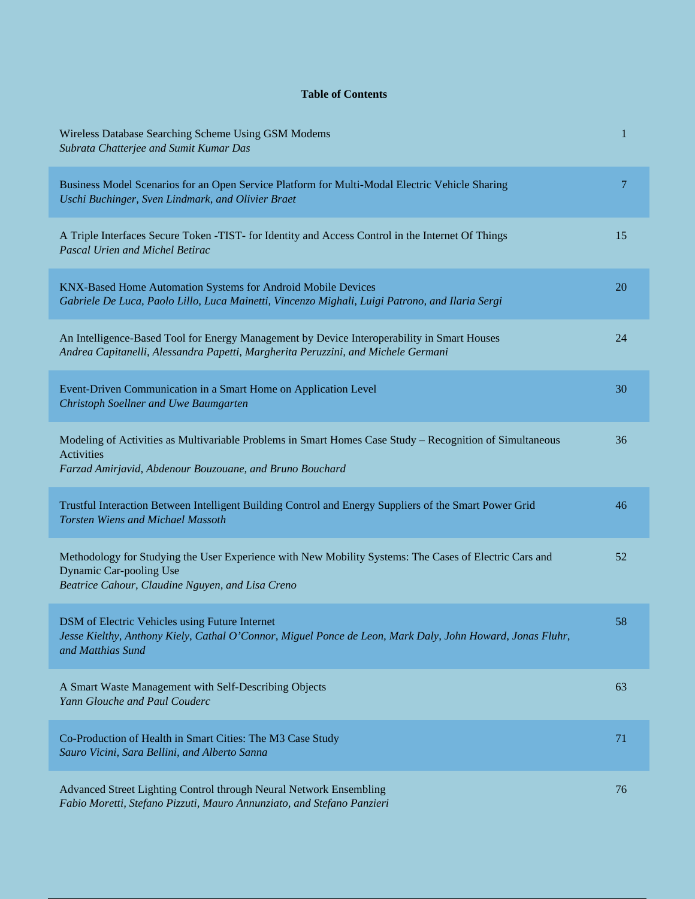**Table of Contents**

| | |
|---|---|
| Wireless Database Searching Scheme Using GSM Modems<br>*Subrata Chatterjee and Sumit Kumar Das* | 1 |
| Business Model Scenarios for an Open Service Platform for Multi-Modal Electric Vehicle Sharing<br>*Uschi Buchinger, Sven Lindmark, and Olivier Braet* | 7 |
| A Triple Interfaces Secure Token -TIST- for Identity and Access Control in the Internet Of Things<br>*Pascal Urien and Michel Betirac* | 15 |
| KNX-Based Home Automation Systems for Android Mobile Devices<br>*Gabriele De Luca, Paolo Lillo, Luca Mainetti, Vincenzo Mighali, Luigi Patrono, and Ilaria Sergi* | 20 |
| An Intelligence-Based Tool for Energy Management by Device Interoperability in Smart Houses<br>*Andrea Capitanelli, Alessandra Papetti, Margherita Peruzzini, and Michele Germani* | 24 |
| Event-Driven Communication in a Smart Home on Application Level<br>*Christoph Soellner and Uwe Baumgarten* | 30 |
| Modeling of Activities as Multivariable Problems in Smart Homes Case Study – Recognition of Simultaneous Activities<br>*Farzad Amirjavid, Abdenour Bouzouane, and Bruno Bouchard* | 36 |
| Trustful Interaction Between Intelligent Building Control and Energy Suppliers of the Smart Power Grid<br>*Torsten Wiens and Michael Massoth* | 46 |
| Methodology for Studying the User Experience with New Mobility Systems: The Cases of Electric Cars and Dynamic Car-pooling Use<br>*Beatrice Cahour, Claudine Nguyen, and Lisa Creno* | 52 |
| DSM of Electric Vehicles using Future Internet<br>*Jesse Kielthy, Anthony Kiely, Cathal O'Connor, Miguel Ponce de Leon, Mark Daly, John Howard, Jonas Fluhr, and Matthias Sund* | 58 |
| A Smart Waste Management with Self-Describing Objects<br>*Yann Glouche and Paul Couderc* | 63 |
| Co-Production of Health in Smart Cities: The M3 Case Study<br>*Sauro Vicini, Sara Bellini, and Alberto Sanna* | 71 |
| Advanced Street Lighting Control through Neural Network Ensembling<br>*Fabio Moretti, Stefano Pizzuti, Mauro Annunziato, and Stefano Panzieri* | 76 |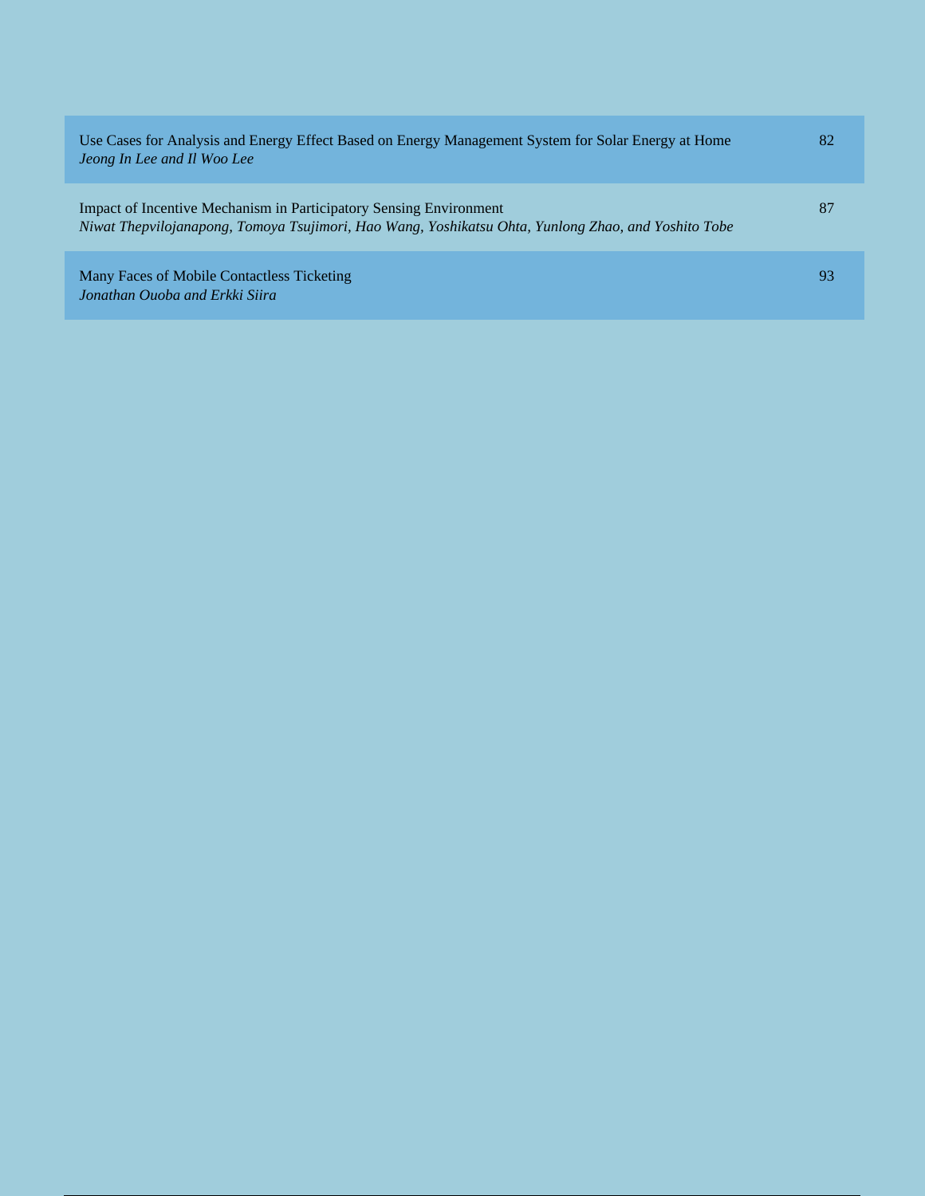| | |
|---|---|
| Use Cases for Analysis and Energy Effect Based on Energy Management System for Solar Energy at Home<br>*Jeong In Lee and Il Woo Lee* | 82 |
| Impact of Incentive Mechanism in Participatory Sensing Environment<br>*Niwat Thepvilojanapong, Tomoya Tsujimori, Hao Wang, Yoshikatsu Ohta, Yunlong Zhao, and Yoshito Tobe* | 87 |
| Many Faces of Mobile Contactless Ticketing<br>*Jonathan Ouoba and Erkki Siira* | 93 |